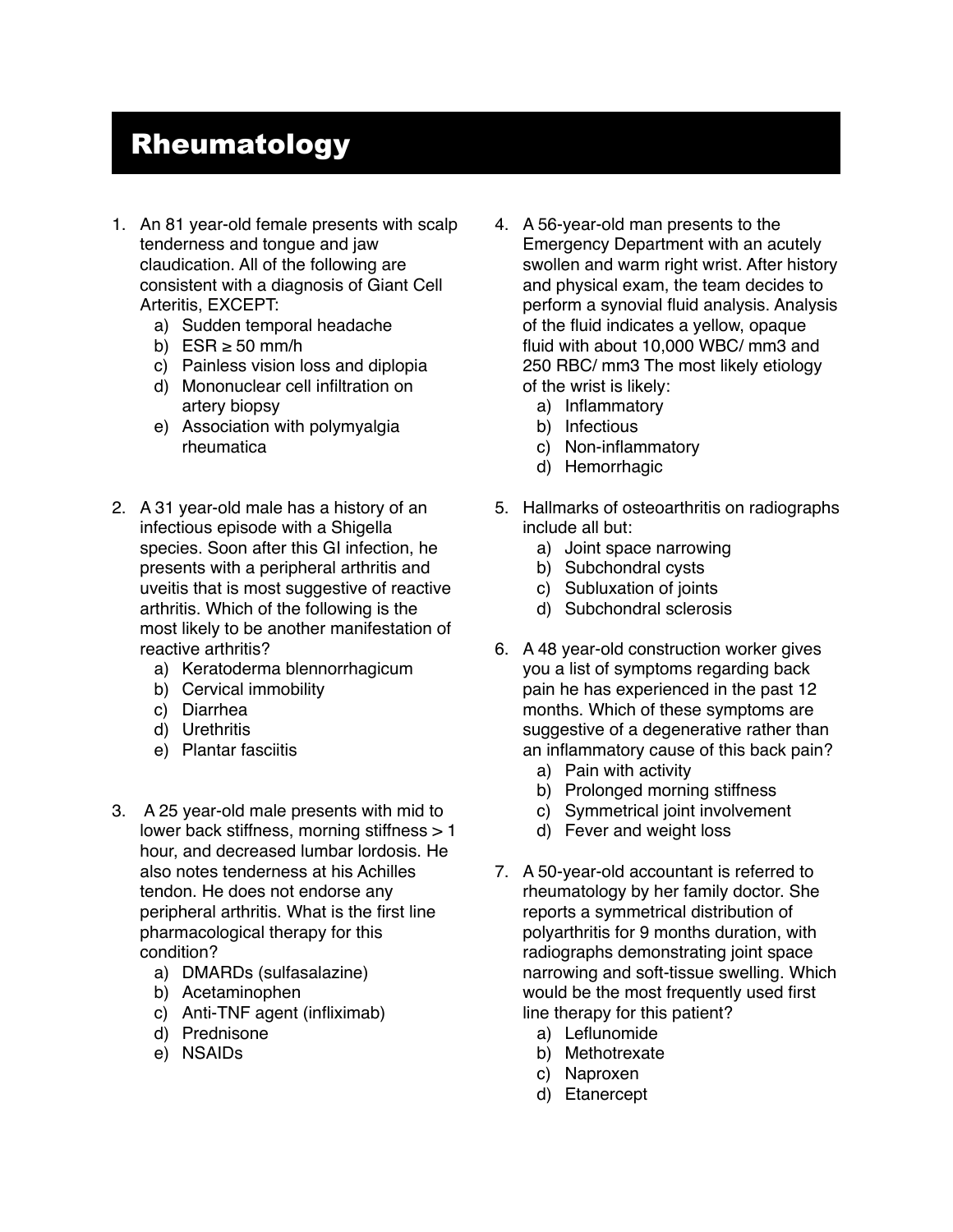# Rheumatology

1. An 81 year-old female presents with scalp tenderness and tongue and jaw claudication. All of the following are consistent with a diagnosis of Giant Cell Arteritis, EXCEPT:
   a) Sudden temporal headache
   b) ESR ≥ 50 mm/h
   c) Painless vision loss and diplopia
   d) Mononuclear cell infiltration on artery biopsy
   e) Association with polymyalgia rheumatica

2. A 31 year-old male has a history of an infectious episode with a Shigella species. Soon after this GI infection, he presents with a peripheral arthritis and uveitis that is most suggestive of reactive arthritis. Which of the following is the most likely to be another manifestation of reactive arthritis?
   a) Keratoderma blennorrhagicum
   b) Cervical immobility
   c) Diarrhea
   d) Urethritis
   e) Plantar fasciitis

3. A 25 year-old male presents with mid to lower back stiffness, morning stiffness > 1 hour, and decreased lumbar lordosis. He also notes tenderness at his Achilles tendon. He does not endorse any peripheral arthritis. What is the first line pharmacological therapy for this condition?
   a) DMARDs (sulfasalazine)
   b) Acetaminophen
   c) Anti-TNF agent (infliximab)
   d) Prednisone
   e) NSAIDs

4. A 56-year-old man presents to the Emergency Department with an acutely swollen and warm right wrist. After history and physical exam, the team decides to perform a synovial fluid analysis. Analysis of the fluid indicates a yellow, opaque fluid with about 10,000 WBC/ mm3 and 250 RBC/ mm3 The most likely etiology of the wrist is likely:
   a) Inflammatory
   b) Infectious
   c) Non-inflammatory
   d) Hemorrhagic

5. Hallmarks of osteoarthritis on radiographs include all but:
   a) Joint space narrowing
   b) Subchondral cysts
   c) Subluxation of joints
   d) Subchondral sclerosis

6. A 48 year-old construction worker gives you a list of symptoms regarding back pain he has experienced in the past 12 months. Which of these symptoms are suggestive of a degenerative rather than an inflammatory cause of this back pain?
   a) Pain with activity
   b) Prolonged morning stiffness
   c) Symmetrical joint involvement
   d) Fever and weight loss

7. A 50-year-old accountant is referred to rheumatology by her family doctor. She reports a symmetrical distribution of polyarthritis for 9 months duration, with radiographs demonstrating joint space narrowing and soft-tissue swelling. Which would be the most frequently used first line therapy for this patient?
   a) Leflunomide
   b) Methotrexate
   c) Naproxen
   d) Etanercept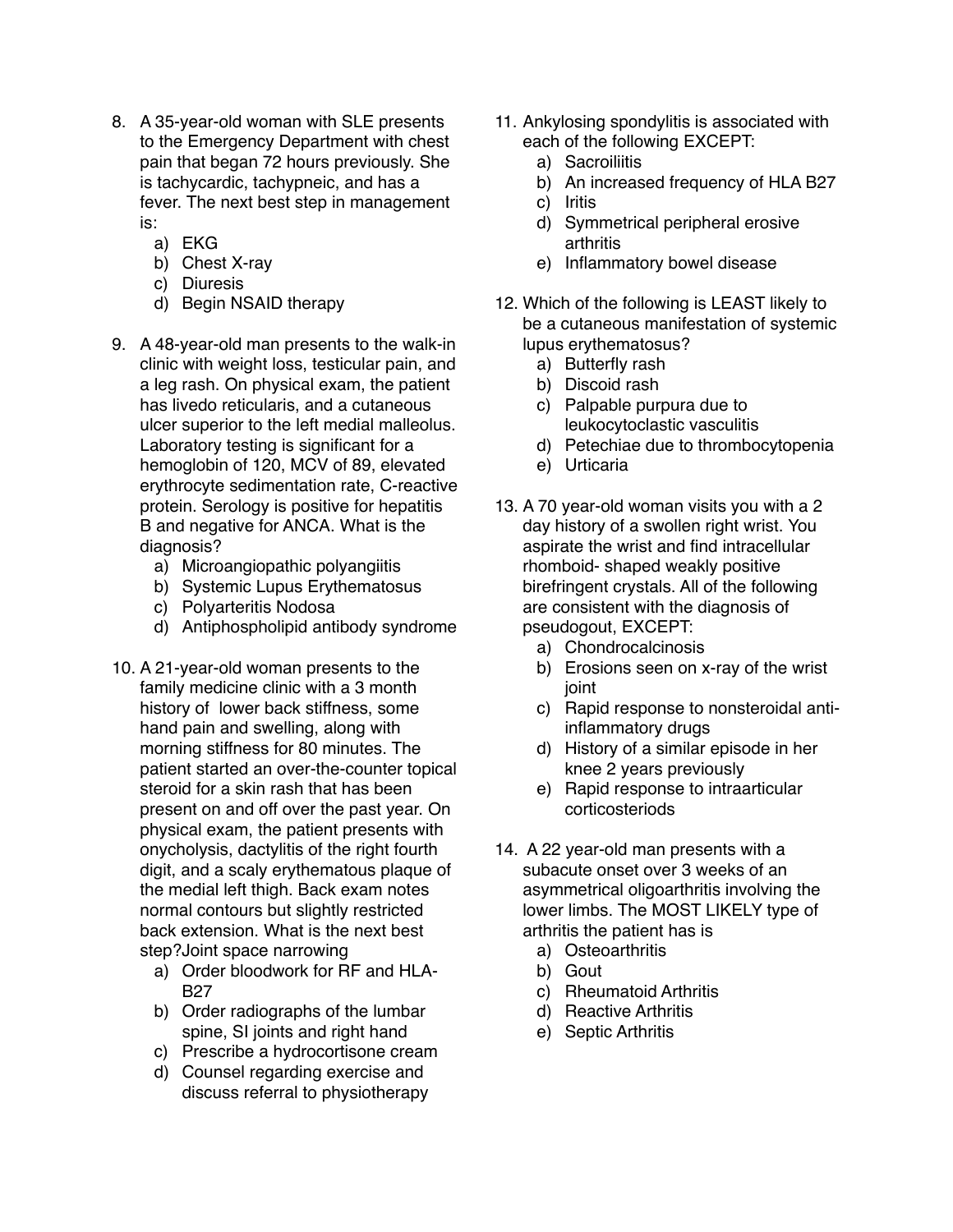8. A 35-year-old woman with SLE presents to the Emergency Department with chest pain that began 72 hours previously. She is tachycardic, tachypneic, and has a fever. The next best step in management is:
   a) EKG
   b) Chest X-ray
   c) Diuresis
   d) Begin NSAID therapy

9. A 48-year-old man presents to the walk-in clinic with weight loss, testicular pain, and a leg rash. On physical exam, the patient has livedo reticularis, and a cutaneous ulcer superior to the left medial malleolus. Laboratory testing is significant for a hemoglobin of 120, MCV of 89, elevated erythrocyte sedimentation rate, C-reactive protein. Serology is positive for hepatitis B and negative for ANCA. What is the diagnosis?
   a) Microangiopathic polyangiitis
   b) Systemic Lupus Erythematosus
   c) Polyarteritis Nodosa
   d) Antiphospholipid antibody syndrome

10. A 21-year-old woman presents to the family medicine clinic with a 3 month history of lower back stiffness, some hand pain and swelling, along with morning stiffness for 80 minutes. The patient started an over-the-counter topical steroid for a skin rash that has been present on and off over the past year. On physical exam, the patient presents with onycholysis, dactylitis of the right fourth digit, and a scaly erythematous plaque of the medial left thigh. Back exam notes normal contours but slightly restricted back extension. What is the next best step?Joint space narrowing
    a) Order bloodwork for RF and HLA-B27
    b) Order radiographs of the lumbar spine, SI joints and right hand
    c) Prescribe a hydrocortisone cream
    d) Counsel regarding exercise and discuss referral to physiotherapy

11. Ankylosing spondylitis is associated with each of the following EXCEPT:
    a) Sacroiliitis
    b) An increased frequency of HLA B27
    c) Iritis
    d) Symmetrical peripheral erosive arthritis
    e) Inflammatory bowel disease

12. Which of the following is LEAST likely to be a cutaneous manifestation of systemic lupus erythematosus?
    a) Butterfly rash
    b) Discoid rash
    c) Palpable purpura due to leukocytoclastic vasculitis
    d) Petechiae due to thrombocytopenia
    e) Urticaria

13. A 70 year-old woman visits you with a 2 day history of a swollen right wrist. You aspirate the wrist and find intracellular rhomboid- shaped weakly positive birefringent crystals. All of the following are consistent with the diagnosis of pseudogout, EXCEPT:
    a) Chondrocalcinosis
    b) Erosions seen on x-ray of the wrist joint
    c) Rapid response to nonsteroidal anti-inflammatory drugs
    d) History of a similar episode in her knee 2 years previously
    e) Rapid response to intraarticular corticosteriods

14. A 22 year-old man presents with a subacute onset over 3 weeks of an asymmetrical oligoarthritis involving the lower limbs. The MOST LIKELY type of arthritis the patient has is
    a) Osteoarthritis
    b) Gout
    c) Rheumatoid Arthritis
    d) Reactive Arthritis
    e) Septic Arthritis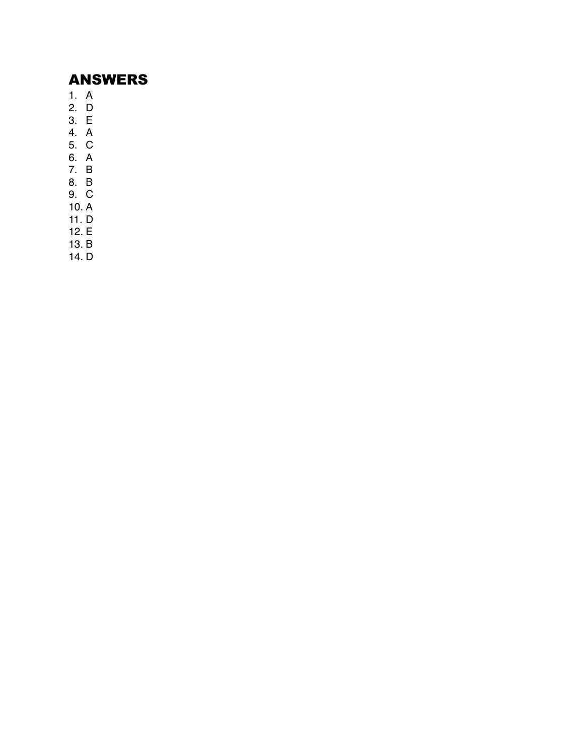# ANSWERS

1. A
2. D
3. E
4. A
5. C
6. A
7. B
8. B
9. C
10. A
11. D
12. E
13. B
14. D